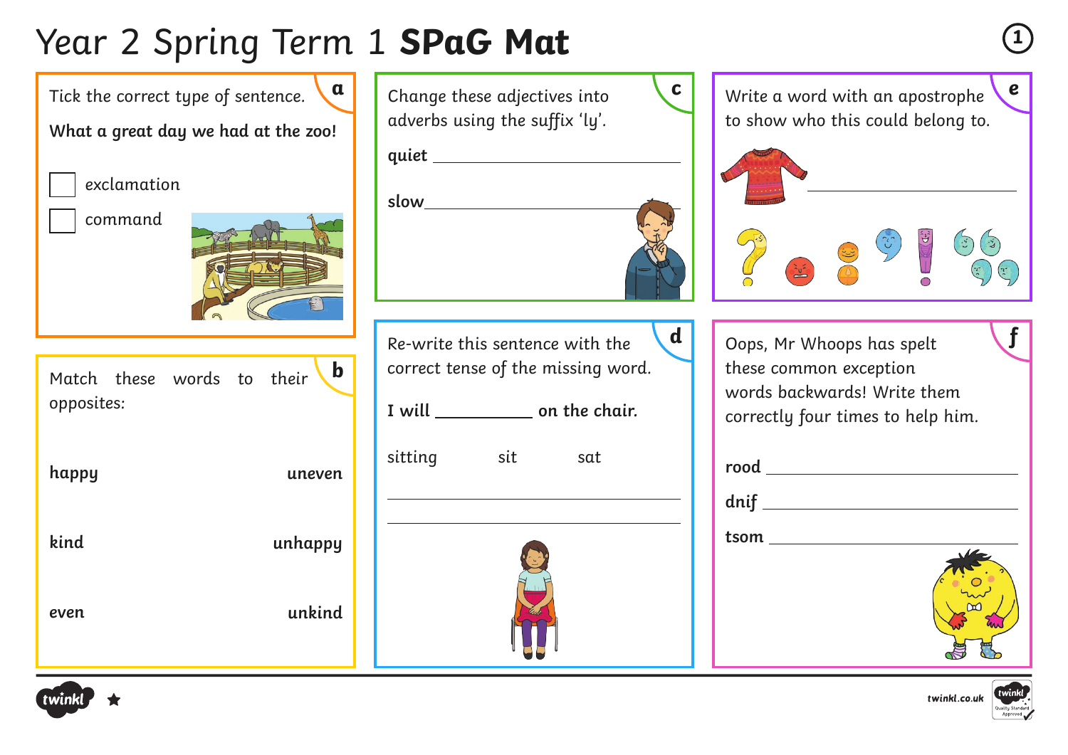# Year 2 Spring Term 1 **SPaG Mat**

## a

Tick the correct type of sentence.

**What a great day we had at the zoo!**

- [ ] exclamation
- [ ] command

## b

Match these words to their opposites:

| | |
|---|---|
| **happy** | **uneven** |
| **kind** | **unhappy** |
| **even** | **unkind** |

## c

Change these adjectives into adverbs using the suffix 'ly'.

**quiet** ____________________

**slow** ____________________

## d

Re-write this sentence with the correct tense of the missing word.

**I will __________ on the chair.**

sitting sit sat

____________________

____________________

## e

Write a word with an apostrophe to show who this could belong to.

____________________

## f

Oops, Mr Whoops has spelt these common exception words backwards! Write them correctly four times to help him.

**rood** ____________________

**dnif** ____________________

**tsom** ____________________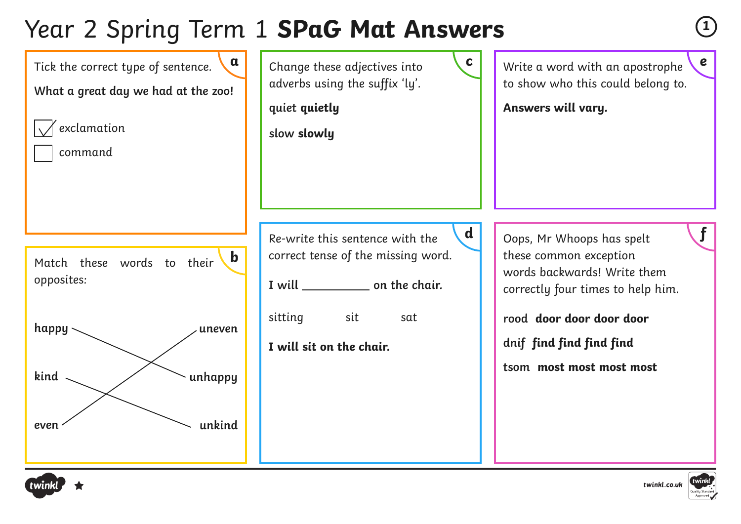# Year 2 Spring Term 1 **SPaG Mat Answers**

## a

Tick the correct type of sentence.

**What a great day we had at the zoo!**

- [x] exclamation
- [ ] command

## b

Match these words to their opposites:

- **happy** — **unhappy**
- **kind** — **unkind**
- **even** — **uneven**

## c

Change these adjectives into adverbs using the suffix 'ly'.

quiet **quietly**

slow **slowly**

## d

Re-write this sentence with the correct tense of the missing word.

**I will __________ on the chair.**

sitting sit sat

**I will sit on the chair.**

## e

Write a word with an apostrophe to show who this could belong to.

**Answers will vary.**

## f

Oops, Mr Whoops has spelt these common exception words backwards! Write them correctly four times to help him.

rood **door door door door**

dnif **find find find find**

tsom **most most most most**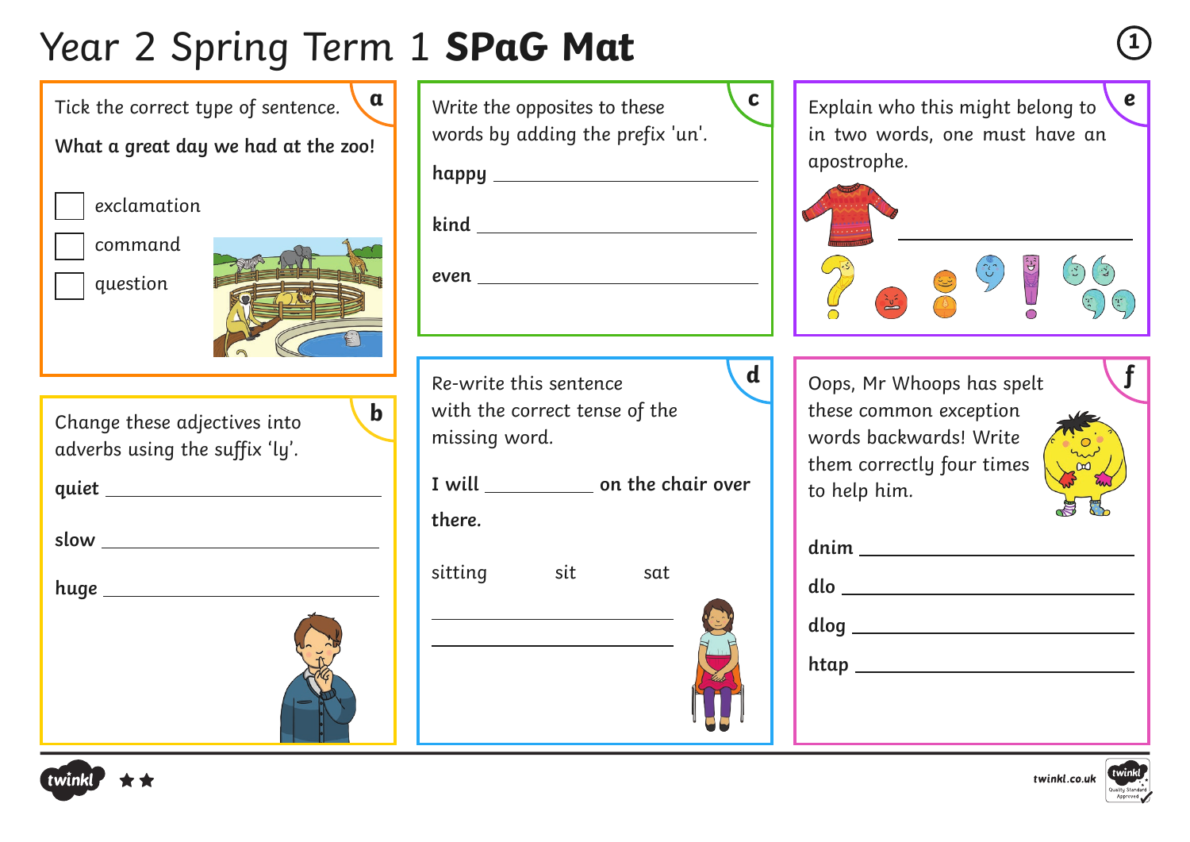# Year 2 Spring Term 1 **SPaG Mat**

## a

Tick the correct type of sentence.

**What a great day we had at the zoo!**

- [ ] exclamation
- [ ] command
- [ ] question

## b

Change these adjectives into adverbs using the suffix 'ly'.

**quiet** ____________________

**slow** ____________________

**huge** ____________________

## c

Write the opposites to these words by adding the prefix 'un'.

**happy** ____________________

**kind** ____________________

**even** ____________________

## d

Re-write this sentence with the correct tense of the missing word.

**I will __________ on the chair over there.**

sitting sit sat

____________________

____________________

## e

Explain who this might belong to in two words, one must have an apostrophe.

____________________

## f

Oops, Mr Whoops has spelt these common exception words backwards! Write them correctly four times to help him.

**dnim** ____________________

**dlo** ____________________

**dlog** ____________________

**htap** ____________________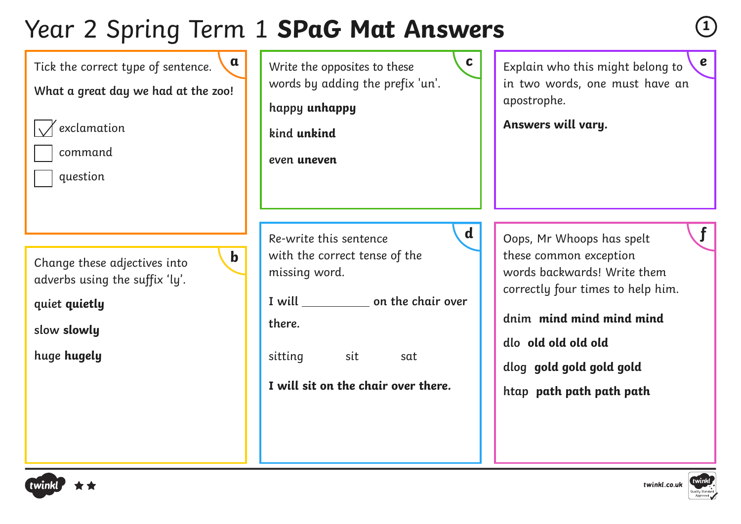# Year 2 Spring Term 1 **SPaG Mat Answers**

## a

Tick the correct type of sentence.

**What a great day we had at the zoo!**

- [x] exclamation
- [ ] command
- [ ] question

## b

Change these adjectives into adverbs using the suffix 'ly'.

quiet **quietly**

slow **slowly**

huge **hugely**

## c

Write the opposites to these words by adding the prefix 'un'.

happy **unhappy**

kind **unkind**

even **uneven**

## d

Re-write this sentence with the correct tense of the missing word.

**I will __________ on the chair over there.**

sitting sit sat

**I will sit on the chair over there.**

## e

Explain who this might belong to in two words, one must have an apostrophe.

**Answers will vary.**

## f

Oops, Mr Whoops has spelt these common exception words backwards! Write them correctly four times to help him.

dnim **mind mind mind mind**

dlo **old old old old**

dlog **gold gold gold gold**

htap **path path path path**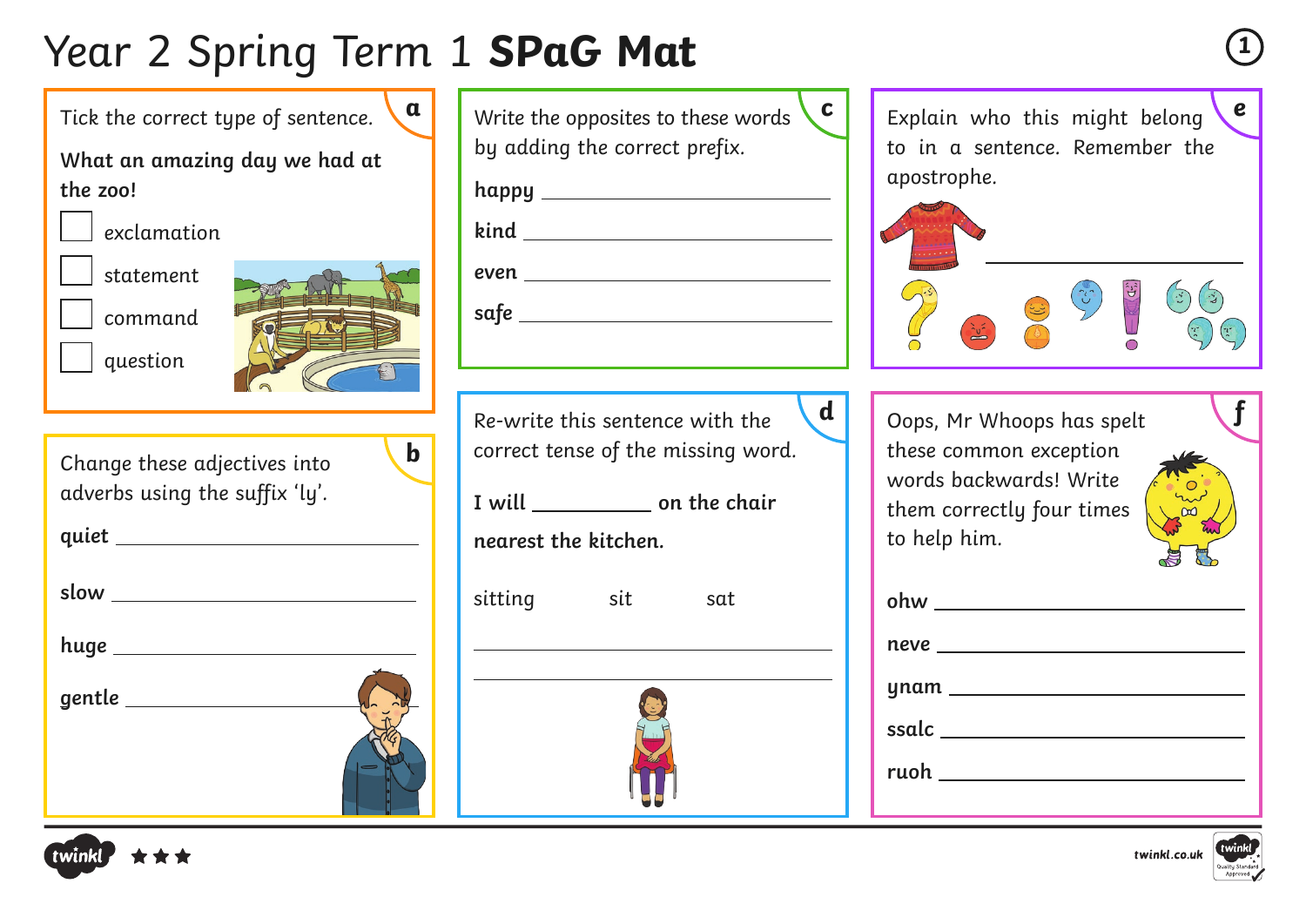# Year 2 Spring Term 1 **SPaG Mat**

## a

Tick the correct type of sentence.

**What an amazing day we had at the zoo!**

- [ ] exclamation
- [ ] statement
- [ ] command
- [ ] question

## b

Change these adjectives into adverbs using the suffix 'ly'.

**quiet** ______________________

**slow** ______________________

**huge** ______________________

**gentle** ______________________

## c

Write the opposites to these words by adding the correct prefix.

**happy** ______________________

**kind** ______________________

**even** ______________________

**safe** ______________________

## d

Re-write this sentence with the correct tense of the missing word.

**I will __________ on the chair nearest the kitchen.**

sitting sit sat

______________________

______________________

## e

Explain who this might belong to in a sentence. Remember the apostrophe.

______________________

## f

Oops, Mr Whoops has spelt these common exception words backwards! Write them correctly four times to help him.

**ohw** ______________________

**neve** ______________________

**ynam** ______________________

**ssalc** ______________________

**ruoh** ______________________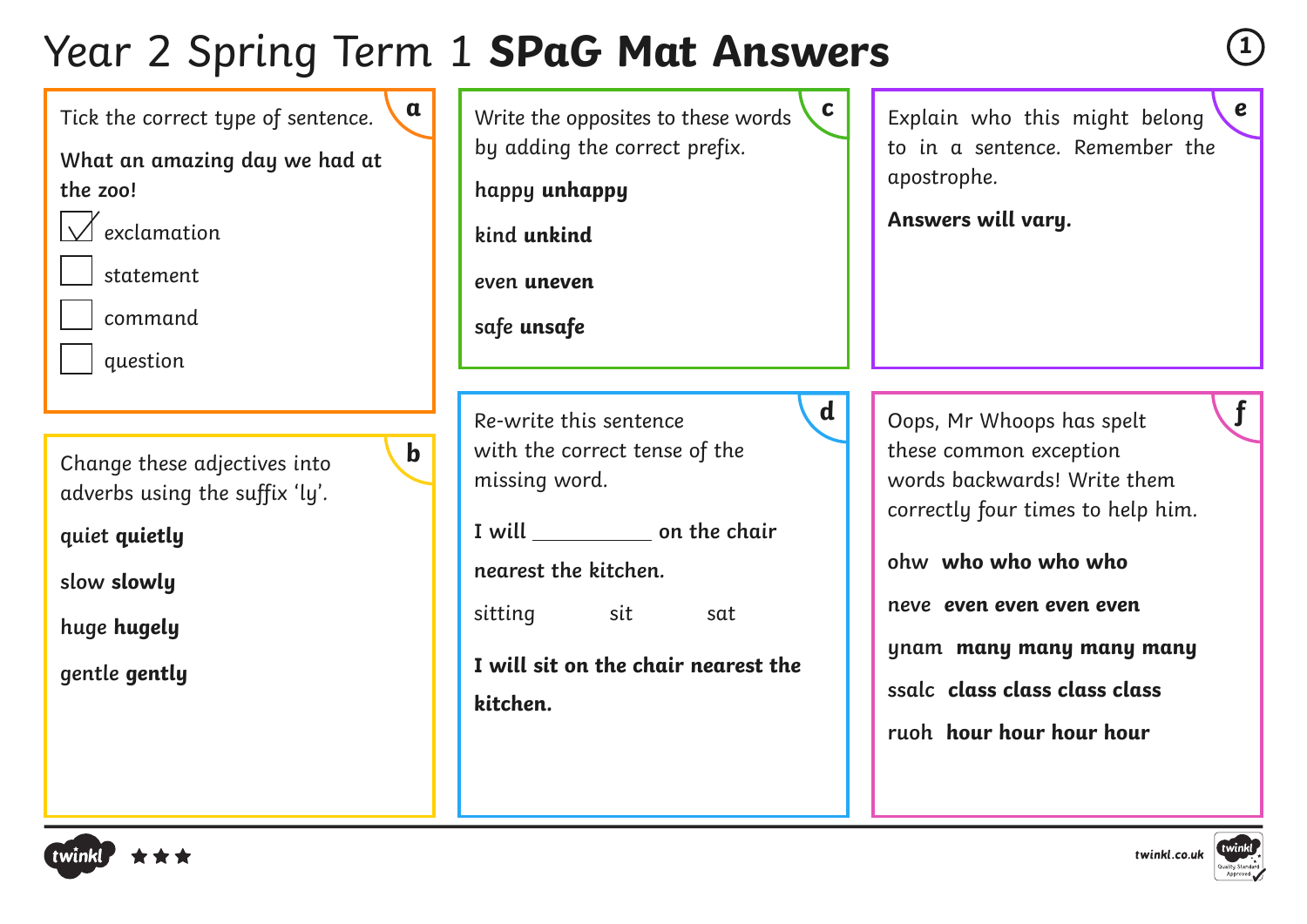# Year 2 Spring Term 1 **SPaG Mat Answers**

## a

Tick the correct type of sentence.

**What an amazing day we had at the zoo!**

- [x] exclamation
- [ ] statement
- [ ] command
- [ ] question

## b

Change these adjectives into adverbs using the suffix 'ly'.

quiet **quietly**

slow **slowly**

huge **hugely**

gentle **gently**

## c

Write the opposites to these words by adding the correct prefix.

happy **unhappy**

kind **unkind**

even **uneven**

safe **unsafe**

## d

Re-write this sentence with the correct tense of the missing word.

**I will ___________ on the chair nearest the kitchen.**

sitting    sit    sat

**I will sit on the chair nearest the kitchen.**

## e

Explain who this might belong to in a sentence. Remember the apostrophe.

**Answers will vary.**

## f

Oops, Mr Whoops has spelt these common exception words backwards! Write them correctly four times to help him.

ohw **who who who who**

neve **even even even even**

ynam **many many many many**

ssalc **class class class class**

ruoh **hour hour hour hour**